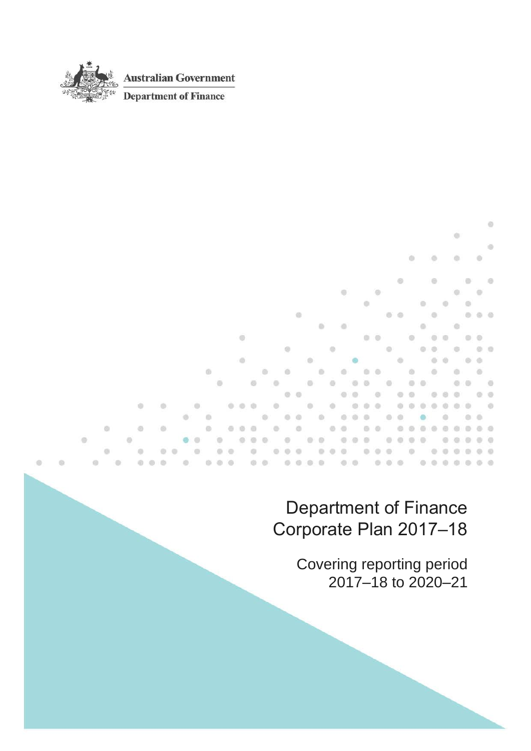Australian Government

Department of Finance

# Department of Finance Corporate Plan 2017–18

Covering reporting period 2017–18 to 2020–21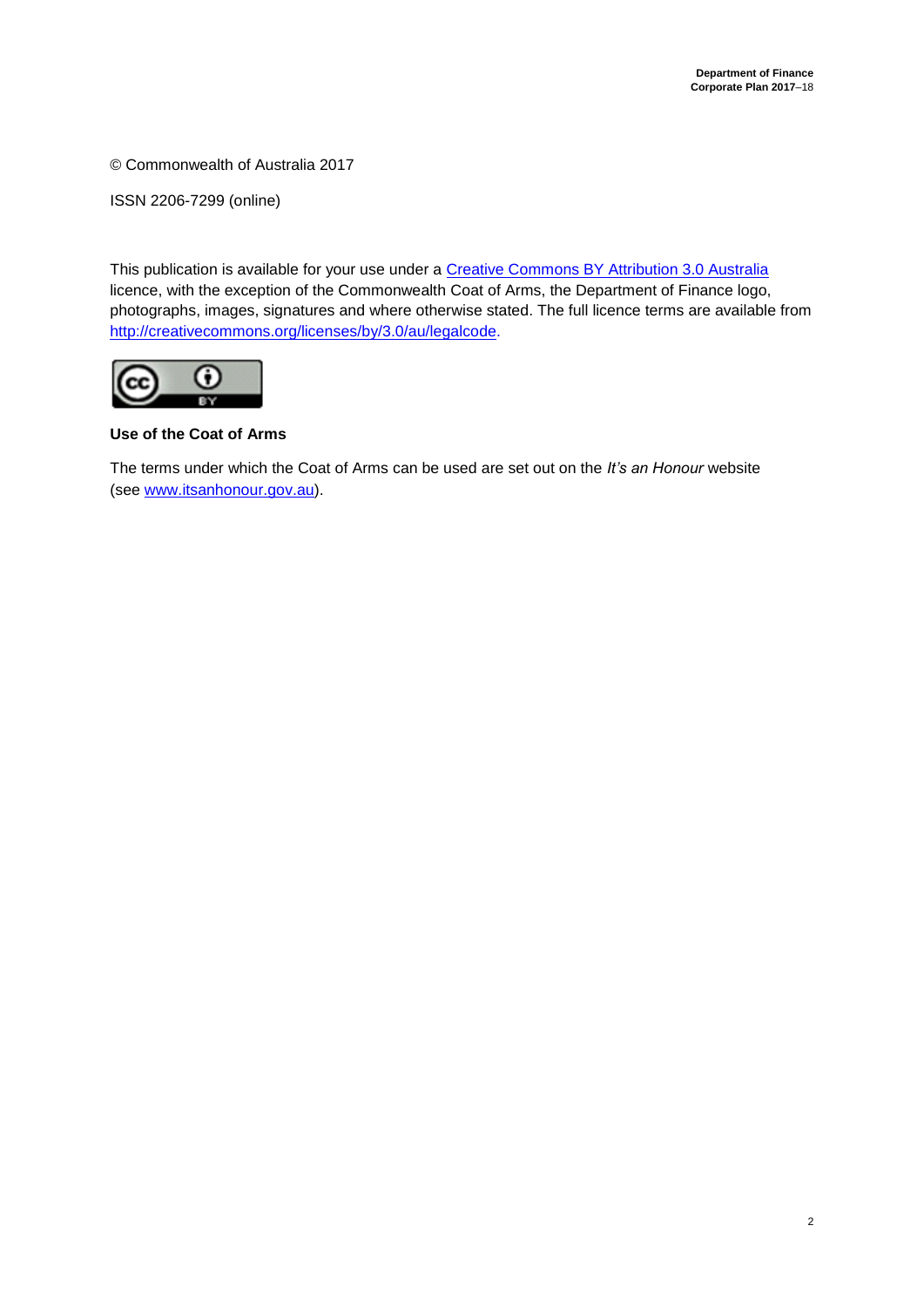© Commonwealth of Australia 2017

ISSN 2206-7299 (online)

This publication is available for your use under a [Creative Commons BY Attribution 3.0 Australia](http://creativecommons.org/licenses/by/3.0/au/legalcode) licence, with the exception of the Commonwealth Coat of Arms, the Department of Finance logo, photographs, images, signatures and where otherwise stated. The full licence terms are available from [http://creativecommons.org/licenses/by/3.0/au/legalcode](http://creativecommons.org/licenses/by/3.0/au/legalcode).

**Use of the Coat of Arms**

The terms under which the Coat of Arms can be used are set out on the *It's an Honour* website (see [www.itsanhonour.gov.au](http://www.itsanhonour.gov.au)).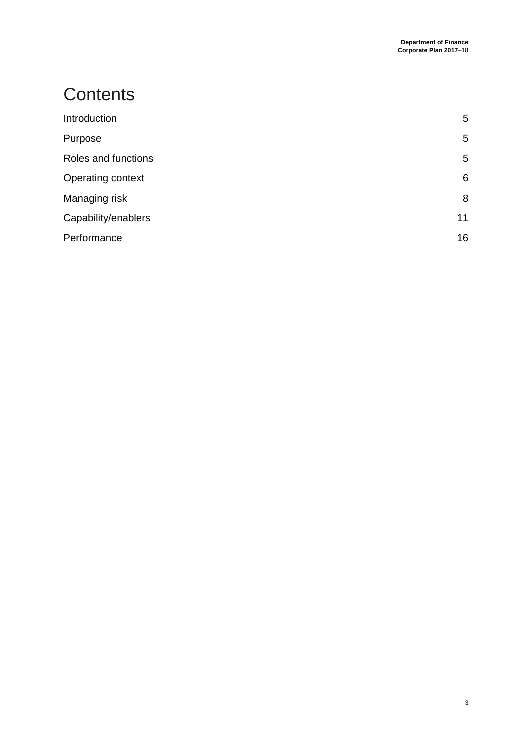# Contents

| | |
|---|---|
| Introduction | 5 |
| Purpose | 5 |
| Roles and functions | 5 |
| Operating context | 6 |
| Managing risk | 8 |
| Capability/enablers | 11 |
| Performance | 16 |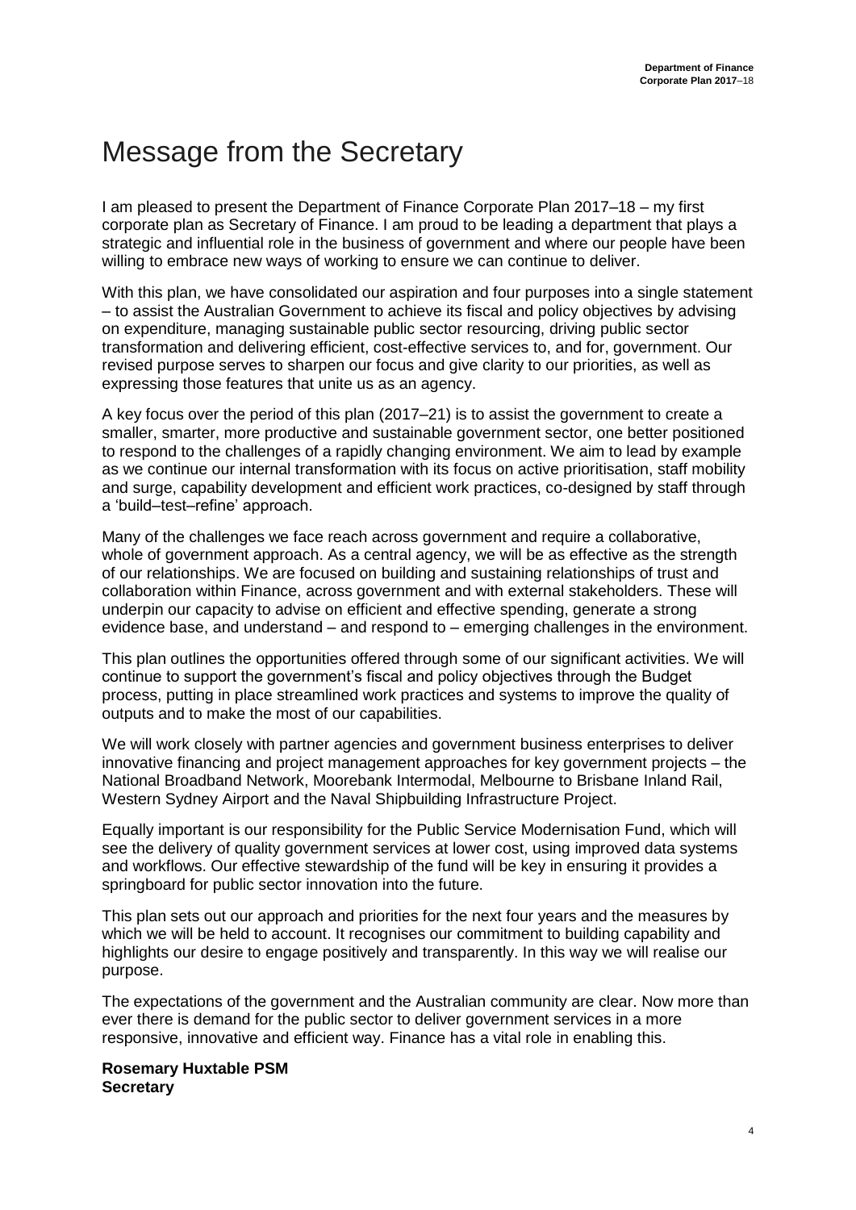# Message from the Secretary

I am pleased to present the Department of Finance Corporate Plan 2017–18 – my first corporate plan as Secretary of Finance. I am proud to be leading a department that plays a strategic and influential role in the business of government and where our people have been willing to embrace new ways of working to ensure we can continue to deliver.

With this plan, we have consolidated our aspiration and four purposes into a single statement – to assist the Australian Government to achieve its fiscal and policy objectives by advising on expenditure, managing sustainable public sector resourcing, driving public sector transformation and delivering efficient, cost-effective services to, and for, government. Our revised purpose serves to sharpen our focus and give clarity to our priorities, as well as expressing those features that unite us as an agency.

A key focus over the period of this plan (2017–21) is to assist the government to create a smaller, smarter, more productive and sustainable government sector, one better positioned to respond to the challenges of a rapidly changing environment. We aim to lead by example as we continue our internal transformation with its focus on active prioritisation, staff mobility and surge, capability development and efficient work practices, co-designed by staff through a 'build–test–refine' approach.

Many of the challenges we face reach across government and require a collaborative, whole of government approach. As a central agency, we will be as effective as the strength of our relationships. We are focused on building and sustaining relationships of trust and collaboration within Finance, across government and with external stakeholders. These will underpin our capacity to advise on efficient and effective spending, generate a strong evidence base, and understand – and respond to – emerging challenges in the environment.

This plan outlines the opportunities offered through some of our significant activities. We will continue to support the government's fiscal and policy objectives through the Budget process, putting in place streamlined work practices and systems to improve the quality of outputs and to make the most of our capabilities.

We will work closely with partner agencies and government business enterprises to deliver innovative financing and project management approaches for key government projects – the National Broadband Network, Moorebank Intermodal, Melbourne to Brisbane Inland Rail, Western Sydney Airport and the Naval Shipbuilding Infrastructure Project.

Equally important is our responsibility for the Public Service Modernisation Fund, which will see the delivery of quality government services at lower cost, using improved data systems and workflows. Our effective stewardship of the fund will be key in ensuring it provides a springboard for public sector innovation into the future.

This plan sets out our approach and priorities for the next four years and the measures by which we will be held to account. It recognises our commitment to building capability and highlights our desire to engage positively and transparently. In this way we will realise our purpose.

The expectations of the government and the Australian community are clear. Now more than ever there is demand for the public sector to deliver government services in a more responsive, innovative and efficient way. Finance has a vital role in enabling this.

**Rosemary Huxtable PSM**
**Secretary**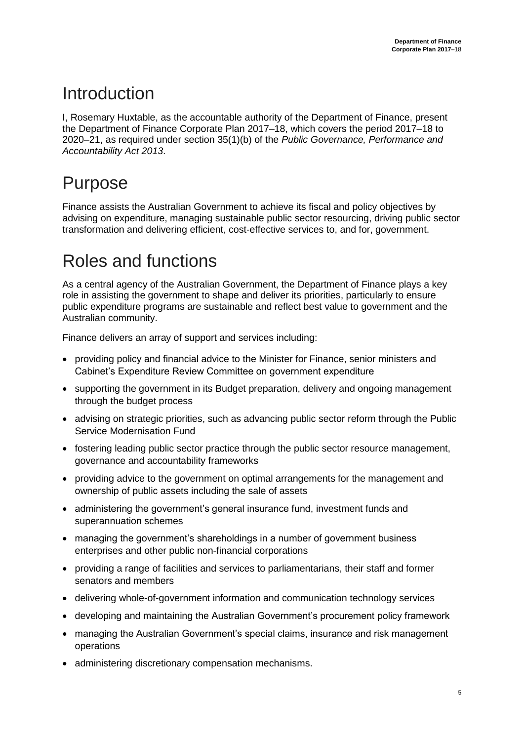# Introduction

I, Rosemary Huxtable, as the accountable authority of the Department of Finance, present the Department of Finance Corporate Plan 2017–18, which covers the period 2017–18 to 2020–21, as required under section 35(1)(b) of the *Public Governance, Performance and Accountability Act 2013*.

# Purpose

Finance assists the Australian Government to achieve its fiscal and policy objectives by advising on expenditure, managing sustainable public sector resourcing, driving public sector transformation and delivering efficient, cost-effective services to, and for, government.

# Roles and functions

As a central agency of the Australian Government, the Department of Finance plays a key role in assisting the government to shape and deliver its priorities, particularly to ensure public expenditure programs are sustainable and reflect best value to government and the Australian community.

Finance delivers an array of support and services including:

- providing policy and financial advice to the Minister for Finance, senior ministers and Cabinet's Expenditure Review Committee on government expenditure
- supporting the government in its Budget preparation, delivery and ongoing management through the budget process
- advising on strategic priorities, such as advancing public sector reform through the Public Service Modernisation Fund
- fostering leading public sector practice through the public sector resource management, governance and accountability frameworks
- providing advice to the government on optimal arrangements for the management and ownership of public assets including the sale of assets
- administering the government's general insurance fund, investment funds and superannuation schemes
- managing the government's shareholdings in a number of government business enterprises and other public non-financial corporations
- providing a range of facilities and services to parliamentarians, their staff and former senators and members
- delivering whole-of-government information and communication technology services
- developing and maintaining the Australian Government's procurement policy framework
- managing the Australian Government's special claims, insurance and risk management operations
- administering discretionary compensation mechanisms.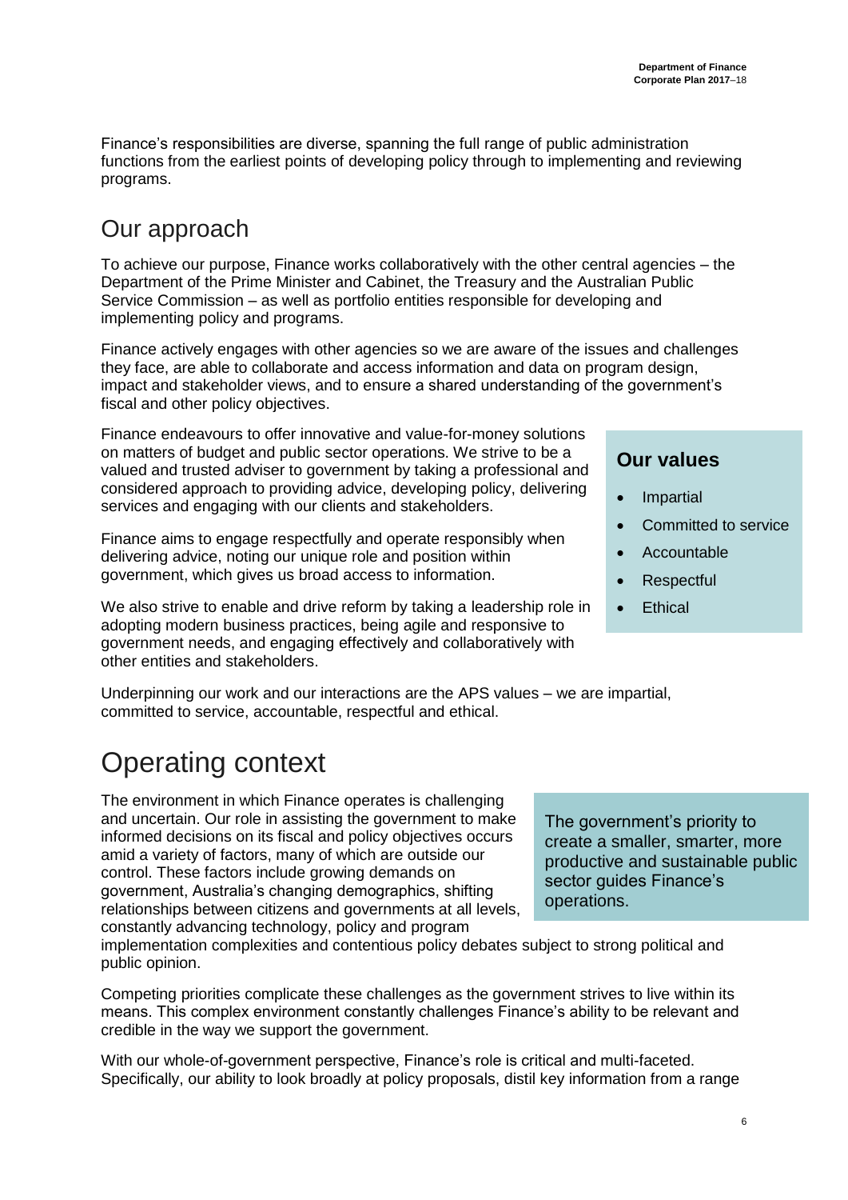Finance's responsibilities are diverse, spanning the full range of public administration functions from the earliest points of developing policy through to implementing and reviewing programs.

## Our approach

To achieve our purpose, Finance works collaboratively with the other central agencies – the Department of the Prime Minister and Cabinet, the Treasury and the Australian Public Service Commission – as well as portfolio entities responsible for developing and implementing policy and programs.

Finance actively engages with other agencies so we are aware of the issues and challenges they face, are able to collaborate and access information and data on program design, impact and stakeholder views, and to ensure a shared understanding of the government's fiscal and other policy objectives.

Finance endeavours to offer innovative and value-for-money solutions on matters of budget and public sector operations. We strive to be a valued and trusted adviser to government by taking a professional and considered approach to providing advice, developing policy, delivering services and engaging with our clients and stakeholders.

Finance aims to engage respectfully and operate responsibly when delivering advice, noting our unique role and position within government, which gives us broad access to information.

We also strive to enable and drive reform by taking a leadership role in adopting modern business practices, being agile and responsive to government needs, and engaging effectively and collaboratively with other entities and stakeholders.

### Our values

- Impartial
- Committed to service
- Accountable
- Respectful
- Ethical

Underpinning our work and our interactions are the APS values – we are impartial, committed to service, accountable, respectful and ethical.

# Operating context

The government's priority to create a smaller, smarter, more productive and sustainable public sector guides Finance's operations.

The environment in which Finance operates is challenging and uncertain. Our role in assisting the government to make informed decisions on its fiscal and policy objectives occurs amid a variety of factors, many of which are outside our control. These factors include growing demands on government, Australia's changing demographics, shifting relationships between citizens and governments at all levels, constantly advancing technology, policy and program implementation complexities and contentious policy debates subject to strong political and public opinion.

Competing priorities complicate these challenges as the government strives to live within its means. This complex environment constantly challenges Finance's ability to be relevant and credible in the way we support the government.

With our whole-of-government perspective, Finance's role is critical and multi-faceted. Specifically, our ability to look broadly at policy proposals, distil key information from a range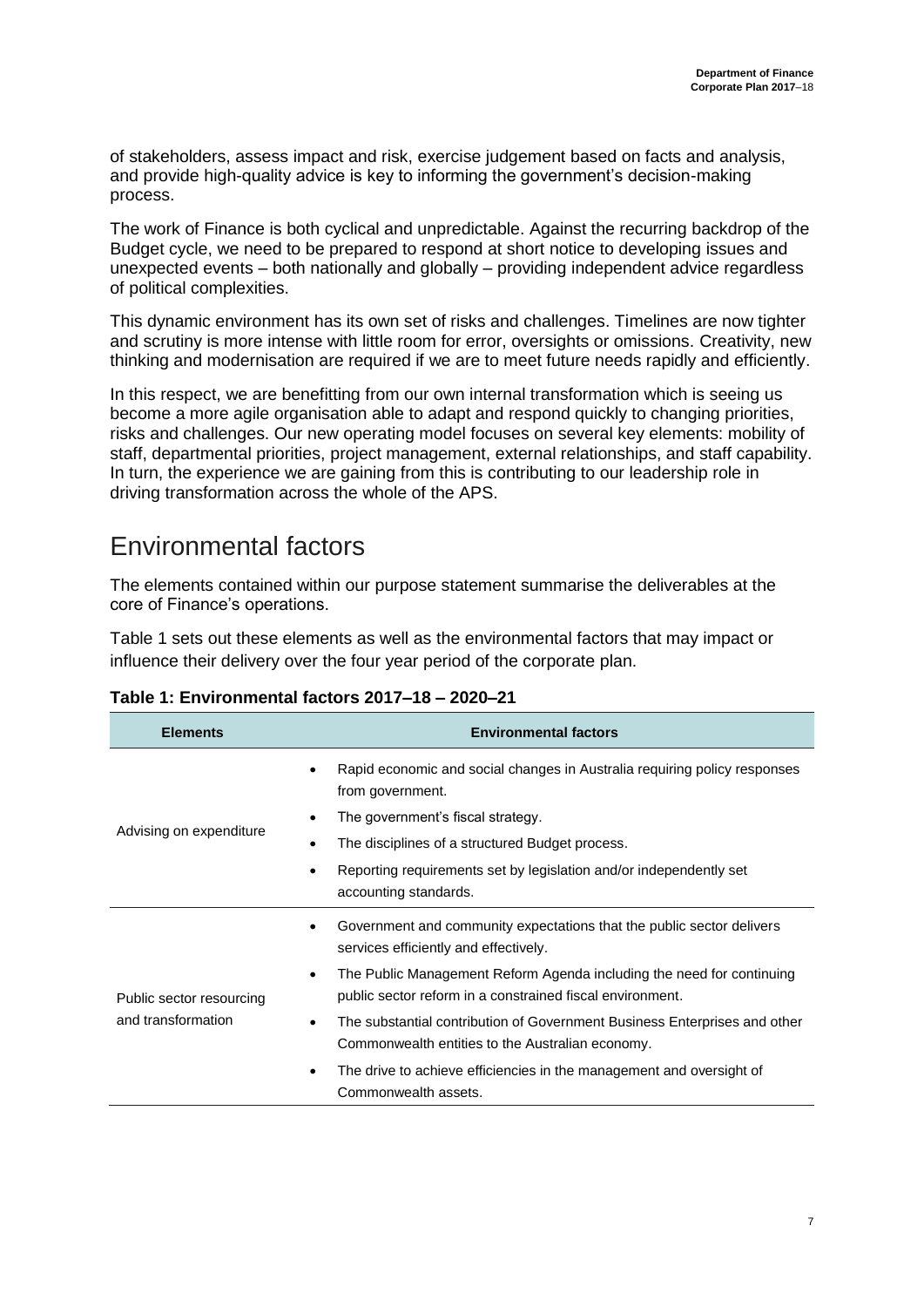of stakeholders, assess impact and risk, exercise judgement based on facts and analysis, and provide high-quality advice is key to informing the government's decision-making process.

The work of Finance is both cyclical and unpredictable. Against the recurring backdrop of the Budget cycle, we need to be prepared to respond at short notice to developing issues and unexpected events – both nationally and globally – providing independent advice regardless of political complexities.

This dynamic environment has its own set of risks and challenges. Timelines are now tighter and scrutiny is more intense with little room for error, oversights or omissions. Creativity, new thinking and modernisation are required if we are to meet future needs rapidly and efficiently.

In this respect, we are benefitting from our own internal transformation which is seeing us become a more agile organisation able to adapt and respond quickly to changing priorities, risks and challenges. Our new operating model focuses on several key elements: mobility of staff, departmental priorities, project management, external relationships, and staff capability. In turn, the experience we are gaining from this is contributing to our leadership role in driving transformation across the whole of the APS.

# Environmental factors

The elements contained within our purpose statement summarise the deliverables at the core of Finance's operations.

Table 1 sets out these elements as well as the environmental factors that may impact or influence their delivery over the four year period of the corporate plan.

**Table 1: Environmental factors 2017–18 – 2020–21**

| Elements | Environmental factors |
|---|---|
| Advising on expenditure | • Rapid economic and social changes in Australia requiring policy responses from government.<br>• The government's fiscal strategy.<br>• The disciplines of a structured Budget process.<br>• Reporting requirements set by legislation and/or independently set accounting standards. |
| Public sector resourcing and transformation | • Government and community expectations that the public sector delivers services efficiently and effectively.<br>• The Public Management Reform Agenda including the need for continuing public sector reform in a constrained fiscal environment.<br>• The substantial contribution of Government Business Enterprises and other Commonwealth entities to the Australian economy.<br>• The drive to achieve efficiencies in the management and oversight of Commonwealth assets. |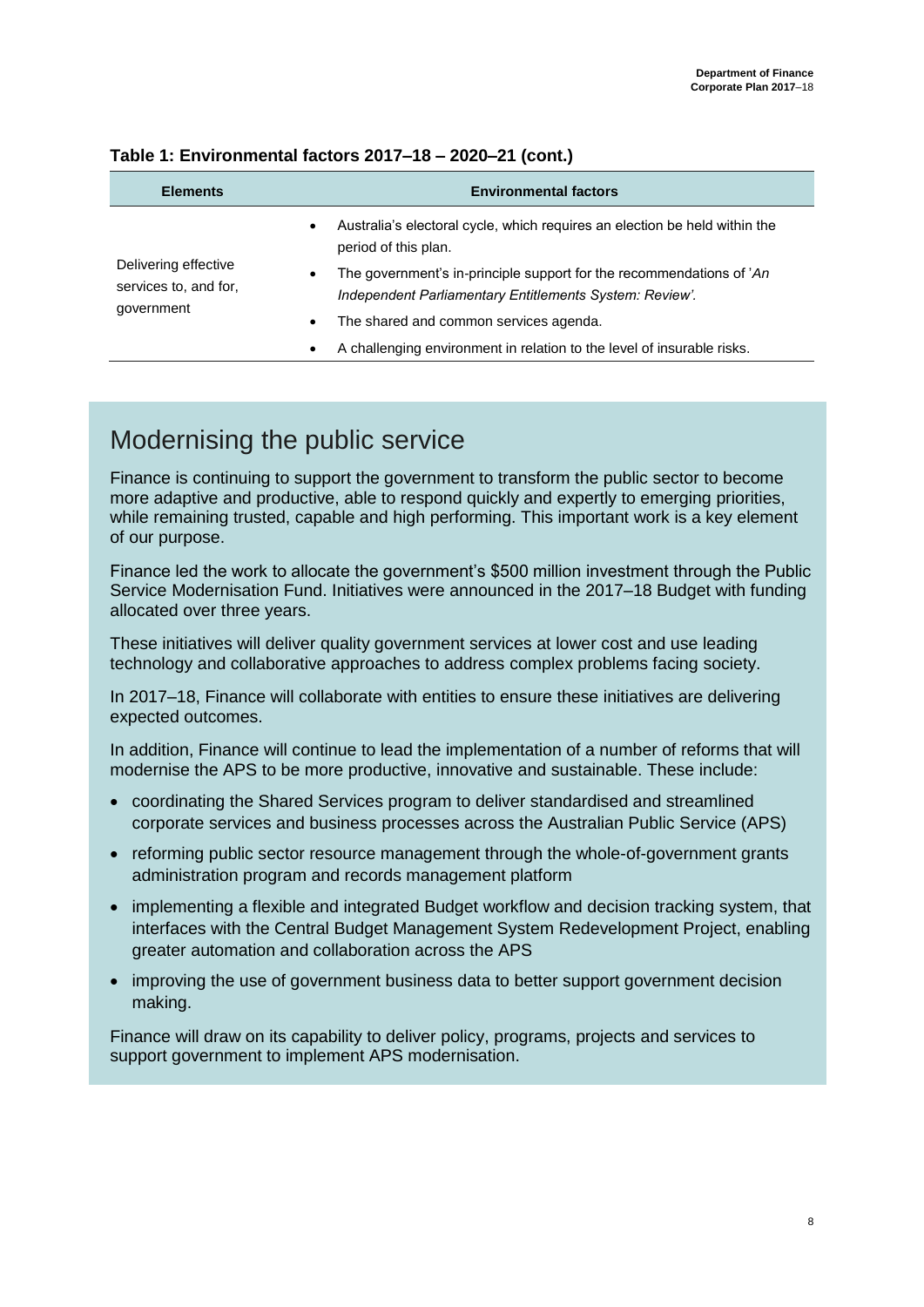**Table 1: Environmental factors 2017–18 – 2020–21 (cont.)**

| Elements | Environmental factors |
|---|---|
| Delivering effective services to, and for, government | • Australia's electoral cycle, which requires an election be held within the period of this plan.<br>• The government's in-principle support for the recommendations of '*An Independent Parliamentary Entitlements System: Review'*.<br>• The shared and common services agenda.<br>• A challenging environment in relation to the level of insurable risks. |

## Modernising the public service

Finance is continuing to support the government to transform the public sector to become more adaptive and productive, able to respond quickly and expertly to emerging priorities, while remaining trusted, capable and high performing. This important work is a key element of our purpose.

Finance led the work to allocate the government's $500 million investment through the Public Service Modernisation Fund. Initiatives were announced in the 2017–18 Budget with funding allocated over three years.

These initiatives will deliver quality government services at lower cost and use leading technology and collaborative approaches to address complex problems facing society.

In 2017–18, Finance will collaborate with entities to ensure these initiatives are delivering expected outcomes.

In addition, Finance will continue to lead the implementation of a number of reforms that will modernise the APS to be more productive, innovative and sustainable. These include:

- coordinating the Shared Services program to deliver standardised and streamlined corporate services and business processes across the Australian Public Service (APS)
- reforming public sector resource management through the whole-of-government grants administration program and records management platform
- implementing a flexible and integrated Budget workflow and decision tracking system, that interfaces with the Central Budget Management System Redevelopment Project, enabling greater automation and collaboration across the APS
- improving the use of government business data to better support government decision making.

Finance will draw on its capability to deliver policy, programs, projects and services to support government to implement APS modernisation.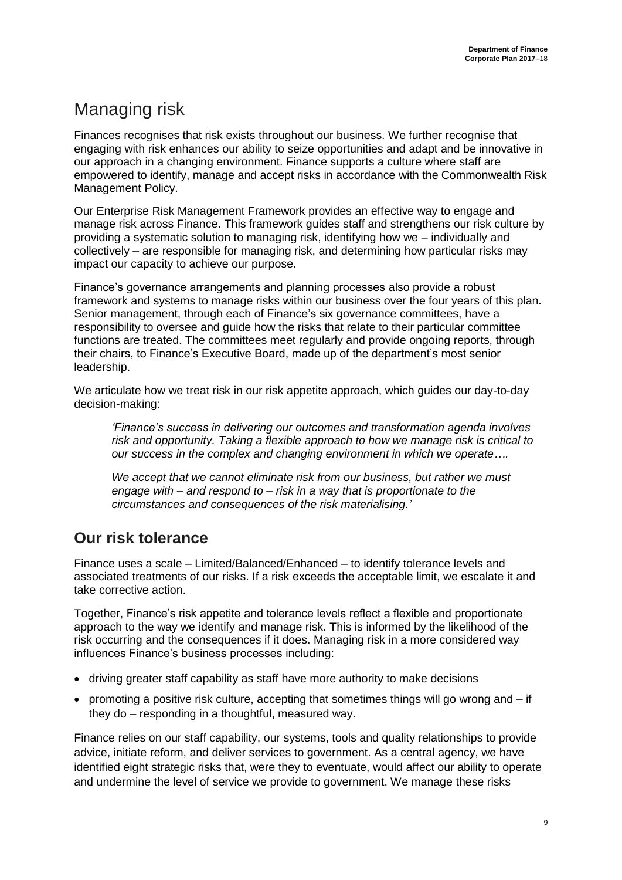# Managing risk

Finances recognises that risk exists throughout our business. We further recognise that engaging with risk enhances our ability to seize opportunities and adapt and be innovative in our approach in a changing environment. Finance supports a culture where staff are empowered to identify, manage and accept risks in accordance with the Commonwealth Risk Management Policy.

Our Enterprise Risk Management Framework provides an effective way to engage and manage risk across Finance. This framework guides staff and strengthens our risk culture by providing a systematic solution to managing risk, identifying how we – individually and collectively – are responsible for managing risk, and determining how particular risks may impact our capacity to achieve our purpose.

Finance's governance arrangements and planning processes also provide a robust framework and systems to manage risks within our business over the four years of this plan. Senior management, through each of Finance's six governance committees, have a responsibility to oversee and guide how the risks that relate to their particular committee functions are treated. The committees meet regularly and provide ongoing reports, through their chairs, to Finance's Executive Board, made up of the department's most senior leadership.

We articulate how we treat risk in our risk appetite approach, which guides our day-to-day decision-making:

> *'Finance's success in delivering our outcomes and transformation agenda involves risk and opportunity. Taking a flexible approach to how we manage risk is critical to our success in the complex and changing environment in which we operate….*
>
> *We accept that we cannot eliminate risk from our business, but rather we must engage with – and respond to – risk in a way that is proportionate to the circumstances and consequences of the risk materialising.'*

## Our risk tolerance

Finance uses a scale – Limited/Balanced/Enhanced – to identify tolerance levels and associated treatments of our risks. If a risk exceeds the acceptable limit, we escalate it and take corrective action.

Together, Finance's risk appetite and tolerance levels reflect a flexible and proportionate approach to the way we identify and manage risk. This is informed by the likelihood of the risk occurring and the consequences if it does. Managing risk in a more considered way influences Finance's business processes including:

- driving greater staff capability as staff have more authority to make decisions
- promoting a positive risk culture, accepting that sometimes things will go wrong and – if they do – responding in a thoughtful, measured way.

Finance relies on our staff capability, our systems, tools and quality relationships to provide advice, initiate reform, and deliver services to government. As a central agency, we have identified eight strategic risks that, were they to eventuate, would affect our ability to operate and undermine the level of service we provide to government. We manage these risks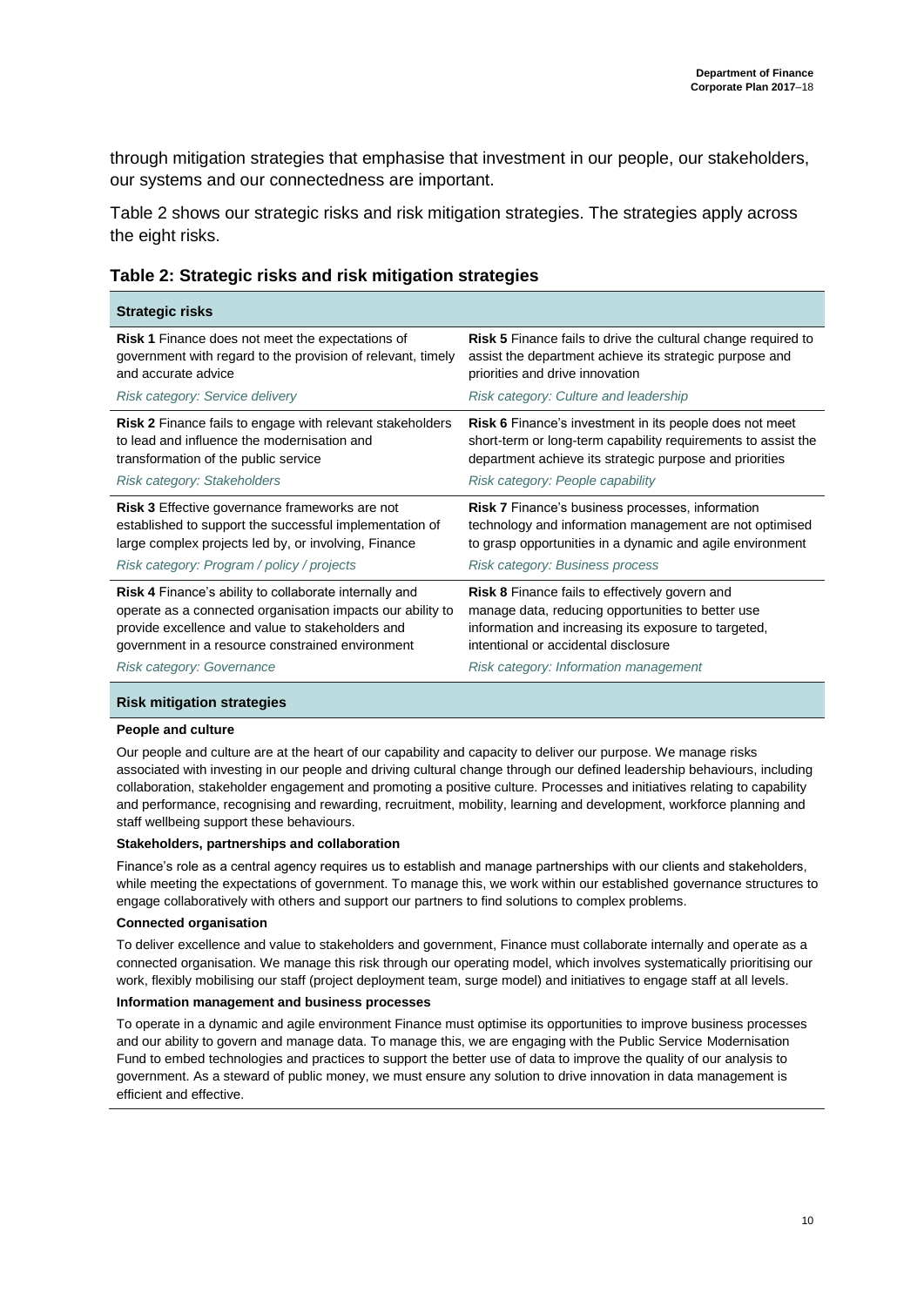through mitigation strategies that emphasise that investment in our people, our stakeholders, our systems and our connectedness are important.

Table 2 shows our strategic risks and risk mitigation strategies. The strategies apply across the eight risks.

### Table 2: Strategic risks and risk mitigation strategies

| Strategic risks | |
|---|---|
| **Risk 1** Finance does not meet the expectations of government with regard to the provision of relevant, timely and accurate advice<br>*Risk category: Service delivery* | **Risk 5** Finance fails to drive the cultural change required to assist the department achieve its strategic purpose and priorities and drive innovation<br>*Risk category: Culture and leadership* |
| **Risk 2** Finance fails to engage with relevant stakeholders to lead and influence the modernisation and transformation of the public service<br>*Risk category: Stakeholders* | **Risk 6** Finance's investment in its people does not meet short-term or long-term capability requirements to assist the department achieve its strategic purpose and priorities<br>*Risk category: People capability* |
| **Risk 3** Effective governance frameworks are not established to support the successful implementation of large complex projects led by, or involving, Finance<br>*Risk category: Program / policy / projects* | **Risk 7** Finance's business processes, information technology and information management are not optimised to grasp opportunities in a dynamic and agile environment<br>*Risk category: Business process* |
| **Risk 4** Finance's ability to collaborate internally and operate as a connected organisation impacts our ability to provide excellence and value to stakeholders and government in a resource constrained environment<br>*Risk category: Governance* | **Risk 8** Finance fails to effectively govern and manage data, reducing opportunities to better use information and increasing its exposure to targeted, intentional or accidental disclosure<br>*Risk category: Information management* |

**Risk mitigation strategies**

**People and culture**

Our people and culture are at the heart of our capability and capacity to deliver our purpose. We manage risks associated with investing in our people and driving cultural change through our defined leadership behaviours, including collaboration, stakeholder engagement and promoting a positive culture. Processes and initiatives relating to capability and performance, recognising and rewarding, recruitment, mobility, learning and development, workforce planning and staff wellbeing support these behaviours.

**Stakeholders, partnerships and collaboration**

Finance's role as a central agency requires us to establish and manage partnerships with our clients and stakeholders, while meeting the expectations of government. To manage this, we work within our established governance structures to engage collaboratively with others and support our partners to find solutions to complex problems.

**Connected organisation**

To deliver excellence and value to stakeholders and government, Finance must collaborate internally and operate as a connected organisation. We manage this risk through our operating model, which involves systematically prioritising our work, flexibly mobilising our staff (project deployment team, surge model) and initiatives to engage staff at all levels.

**Information management and business processes**

To operate in a dynamic and agile environment Finance must optimise its opportunities to improve business processes and our ability to govern and manage data. To manage this, we are engaging with the Public Service Modernisation Fund to embed technologies and practices to support the better use of data to improve the quality of our analysis to government. As a steward of public money, we must ensure any solution to drive innovation in data management is efficient and effective.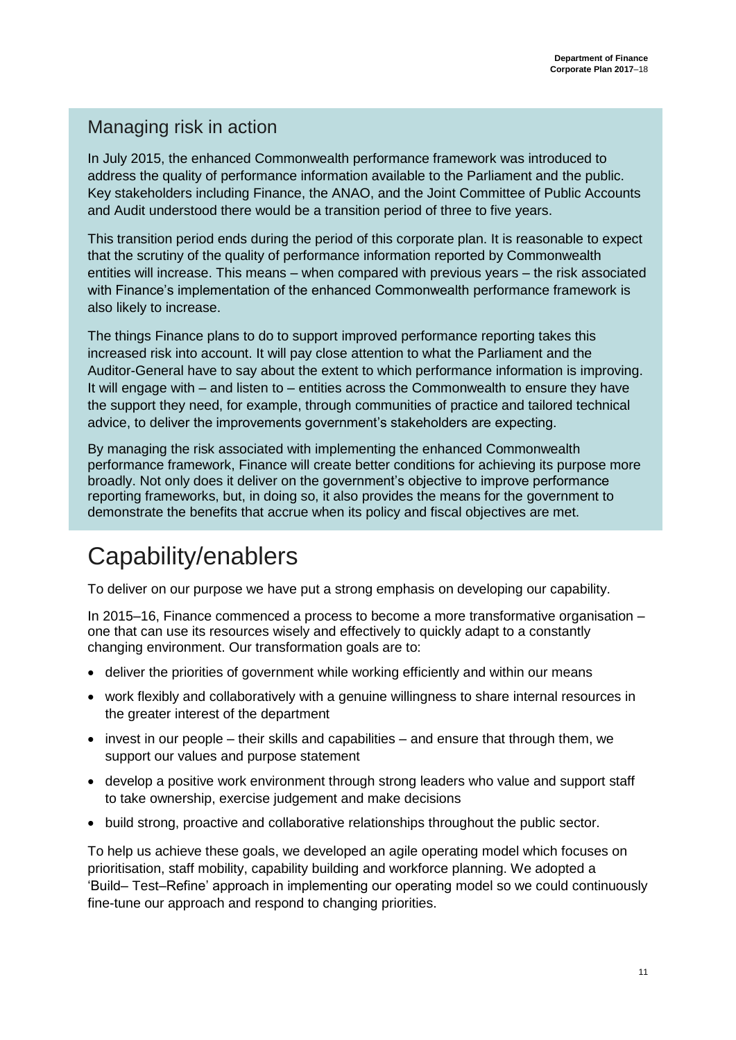## Managing risk in action

In July 2015, the enhanced Commonwealth performance framework was introduced to address the quality of performance information available to the Parliament and the public. Key stakeholders including Finance, the ANAO, and the Joint Committee of Public Accounts and Audit understood there would be a transition period of three to five years.

This transition period ends during the period of this corporate plan. It is reasonable to expect that the scrutiny of the quality of performance information reported by Commonwealth entities will increase. This means – when compared with previous years – the risk associated with Finance's implementation of the enhanced Commonwealth performance framework is also likely to increase.

The things Finance plans to do to support improved performance reporting takes this increased risk into account. It will pay close attention to what the Parliament and the Auditor-General have to say about the extent to which performance information is improving. It will engage with – and listen to – entities across the Commonwealth to ensure they have the support they need, for example, through communities of practice and tailored technical advice, to deliver the improvements government's stakeholders are expecting.

By managing the risk associated with implementing the enhanced Commonwealth performance framework, Finance will create better conditions for achieving its purpose more broadly. Not only does it deliver on the government's objective to improve performance reporting frameworks, but, in doing so, it also provides the means for the government to demonstrate the benefits that accrue when its policy and fiscal objectives are met.

# Capability/enablers

To deliver on our purpose we have put a strong emphasis on developing our capability.

In 2015–16, Finance commenced a process to become a more transformative organisation – one that can use its resources wisely and effectively to quickly adapt to a constantly changing environment. Our transformation goals are to:

- deliver the priorities of government while working efficiently and within our means
- work flexibly and collaboratively with a genuine willingness to share internal resources in the greater interest of the department
- invest in our people – their skills and capabilities – and ensure that through them, we support our values and purpose statement
- develop a positive work environment through strong leaders who value and support staff to take ownership, exercise judgement and make decisions
- build strong, proactive and collaborative relationships throughout the public sector.

To help us achieve these goals, we developed an agile operating model which focuses on prioritisation, staff mobility, capability building and workforce planning. We adopted a 'Build– Test–Refine' approach in implementing our operating model so we could continuously fine-tune our approach and respond to changing priorities.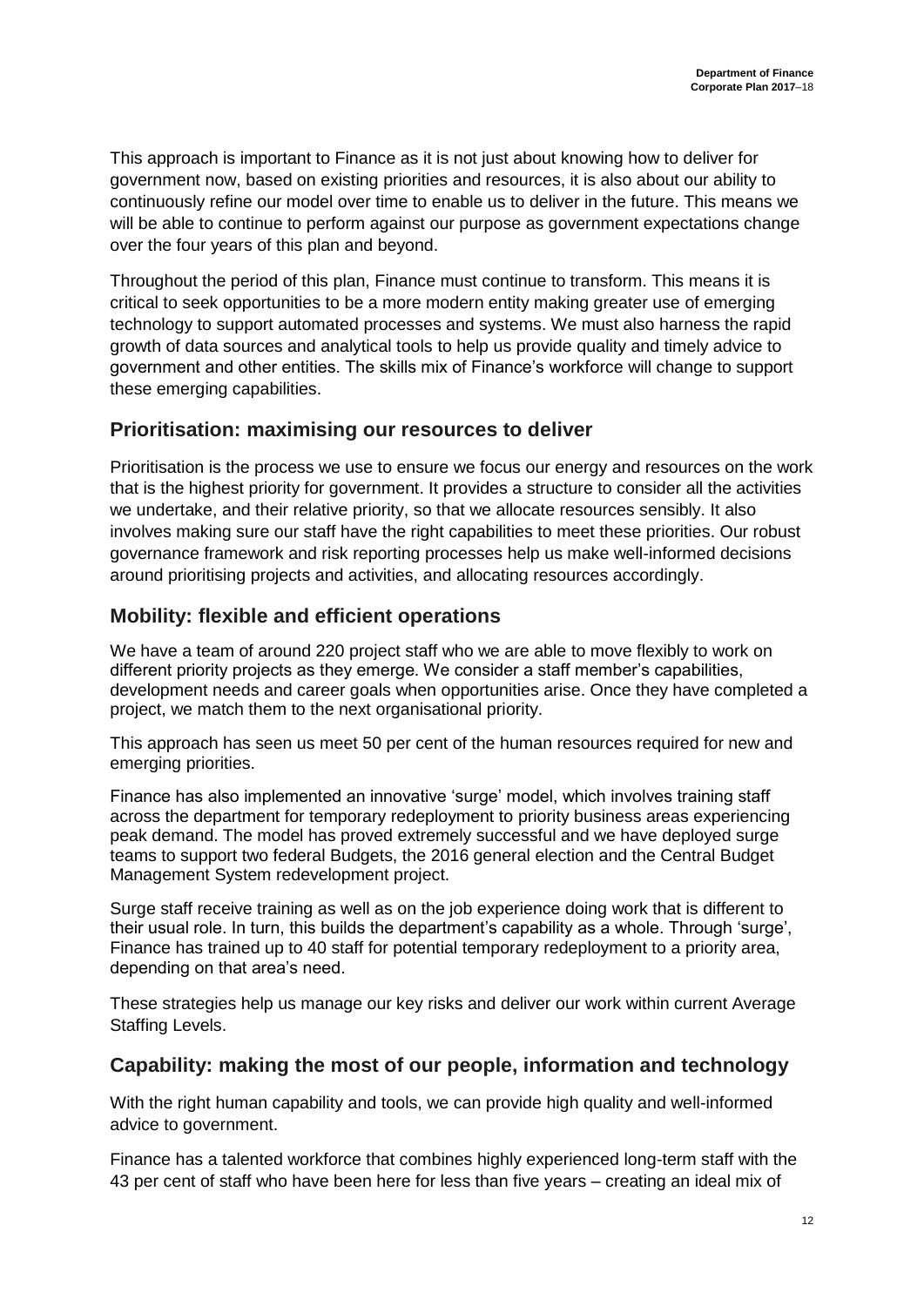This approach is important to Finance as it is not just about knowing how to deliver for government now, based on existing priorities and resources, it is also about our ability to continuously refine our model over time to enable us to deliver in the future. This means we will be able to continue to perform against our purpose as government expectations change over the four years of this plan and beyond.

Throughout the period of this plan, Finance must continue to transform. This means it is critical to seek opportunities to be a more modern entity making greater use of emerging technology to support automated processes and systems. We must also harness the rapid growth of data sources and analytical tools to help us provide quality and timely advice to government and other entities. The skills mix of Finance's workforce will change to support these emerging capabilities.

## Prioritisation: maximising our resources to deliver

Prioritisation is the process we use to ensure we focus our energy and resources on the work that is the highest priority for government. It provides a structure to consider all the activities we undertake, and their relative priority, so that we allocate resources sensibly. It also involves making sure our staff have the right capabilities to meet these priorities. Our robust governance framework and risk reporting processes help us make well-informed decisions around prioritising projects and activities, and allocating resources accordingly.

## Mobility: flexible and efficient operations

We have a team of around 220 project staff who we are able to move flexibly to work on different priority projects as they emerge. We consider a staff member's capabilities, development needs and career goals when opportunities arise. Once they have completed a project, we match them to the next organisational priority.

This approach has seen us meet 50 per cent of the human resources required for new and emerging priorities.

Finance has also implemented an innovative 'surge' model, which involves training staff across the department for temporary redeployment to priority business areas experiencing peak demand. The model has proved extremely successful and we have deployed surge teams to support two federal Budgets, the 2016 general election and the Central Budget Management System redevelopment project.

Surge staff receive training as well as on the job experience doing work that is different to their usual role. In turn, this builds the department's capability as a whole. Through 'surge', Finance has trained up to 40 staff for potential temporary redeployment to a priority area, depending on that area's need.

These strategies help us manage our key risks and deliver our work within current Average Staffing Levels.

## Capability: making the most of our people, information and technology

With the right human capability and tools, we can provide high quality and well-informed advice to government.

Finance has a talented workforce that combines highly experienced long-term staff with the 43 per cent of staff who have been here for less than five years – creating an ideal mix of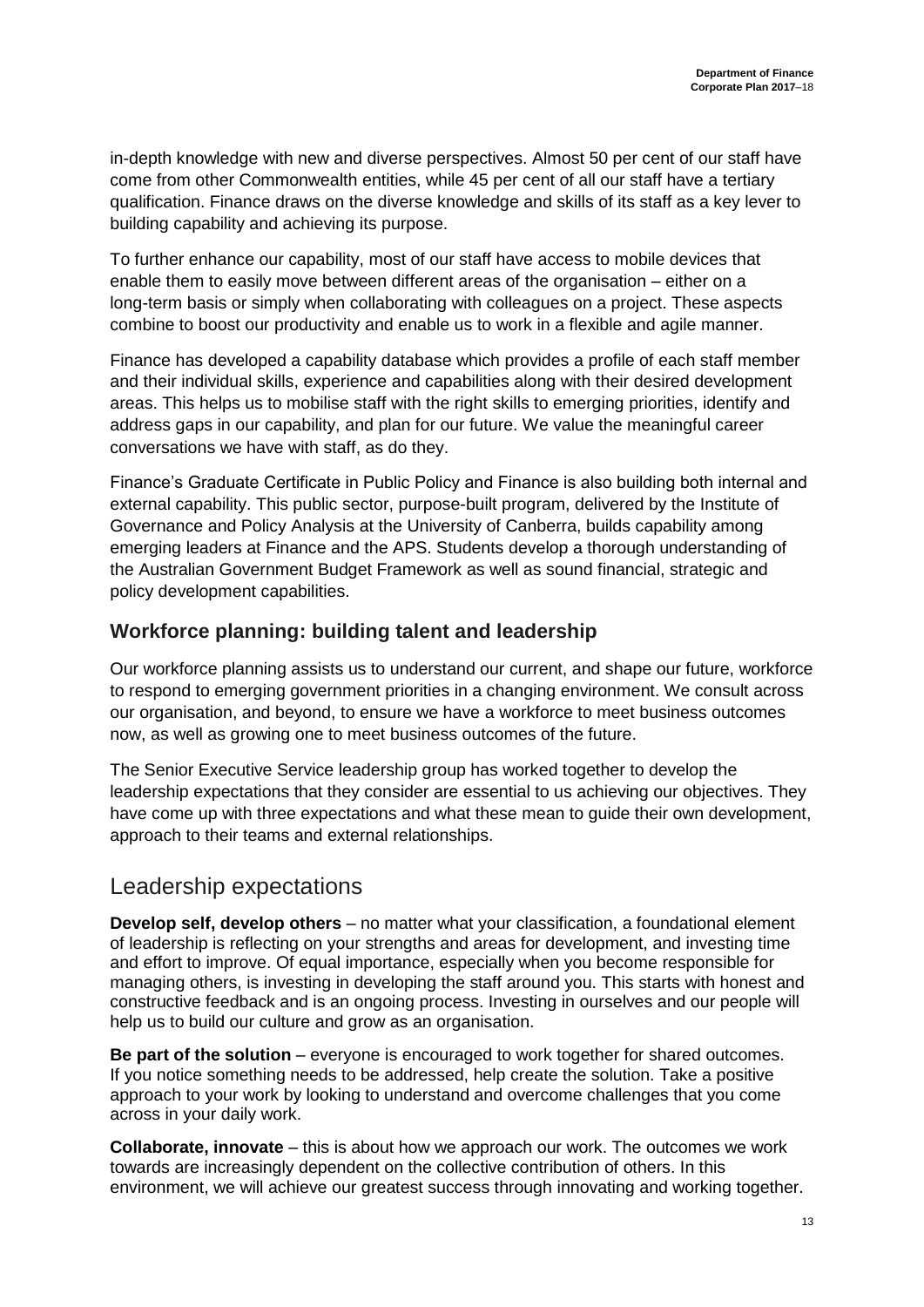in-depth knowledge with new and diverse perspectives. Almost 50 per cent of our staff have come from other Commonwealth entities, while 45 per cent of all our staff have a tertiary qualification. Finance draws on the diverse knowledge and skills of its staff as a key lever to building capability and achieving its purpose.

To further enhance our capability, most of our staff have access to mobile devices that enable them to easily move between different areas of the organisation – either on a long-term basis or simply when collaborating with colleagues on a project. These aspects combine to boost our productivity and enable us to work in a flexible and agile manner.

Finance has developed a capability database which provides a profile of each staff member and their individual skills, experience and capabilities along with their desired development areas. This helps us to mobilise staff with the right skills to emerging priorities, identify and address gaps in our capability, and plan for our future. We value the meaningful career conversations we have with staff, as do they.

Finance's Graduate Certificate in Public Policy and Finance is also building both internal and external capability. This public sector, purpose-built program, delivered by the Institute of Governance and Policy Analysis at the University of Canberra, builds capability among emerging leaders at Finance and the APS. Students develop a thorough understanding of the Australian Government Budget Framework as well as sound financial, strategic and policy development capabilities.

### Workforce planning: building talent and leadership

Our workforce planning assists us to understand our current, and shape our future, workforce to respond to emerging government priorities in a changing environment. We consult across our organisation, and beyond, to ensure we have a workforce to meet business outcomes now, as well as growing one to meet business outcomes of the future.

The Senior Executive Service leadership group has worked together to develop the leadership expectations that they consider are essential to us achieving our objectives. They have come up with three expectations and what these mean to guide their own development, approach to their teams and external relationships.

## Leadership expectations

**Develop self, develop others** – no matter what your classification, a foundational element of leadership is reflecting on your strengths and areas for development, and investing time and effort to improve. Of equal importance, especially when you become responsible for managing others, is investing in developing the staff around you. This starts with honest and constructive feedback and is an ongoing process. Investing in ourselves and our people will help us to build our culture and grow as an organisation.

**Be part of the solution** – everyone is encouraged to work together for shared outcomes. If you notice something needs to be addressed, help create the solution. Take a positive approach to your work by looking to understand and overcome challenges that you come across in your daily work.

**Collaborate, innovate** – this is about how we approach our work. The outcomes we work towards are increasingly dependent on the collective contribution of others. In this environment, we will achieve our greatest success through innovating and working together.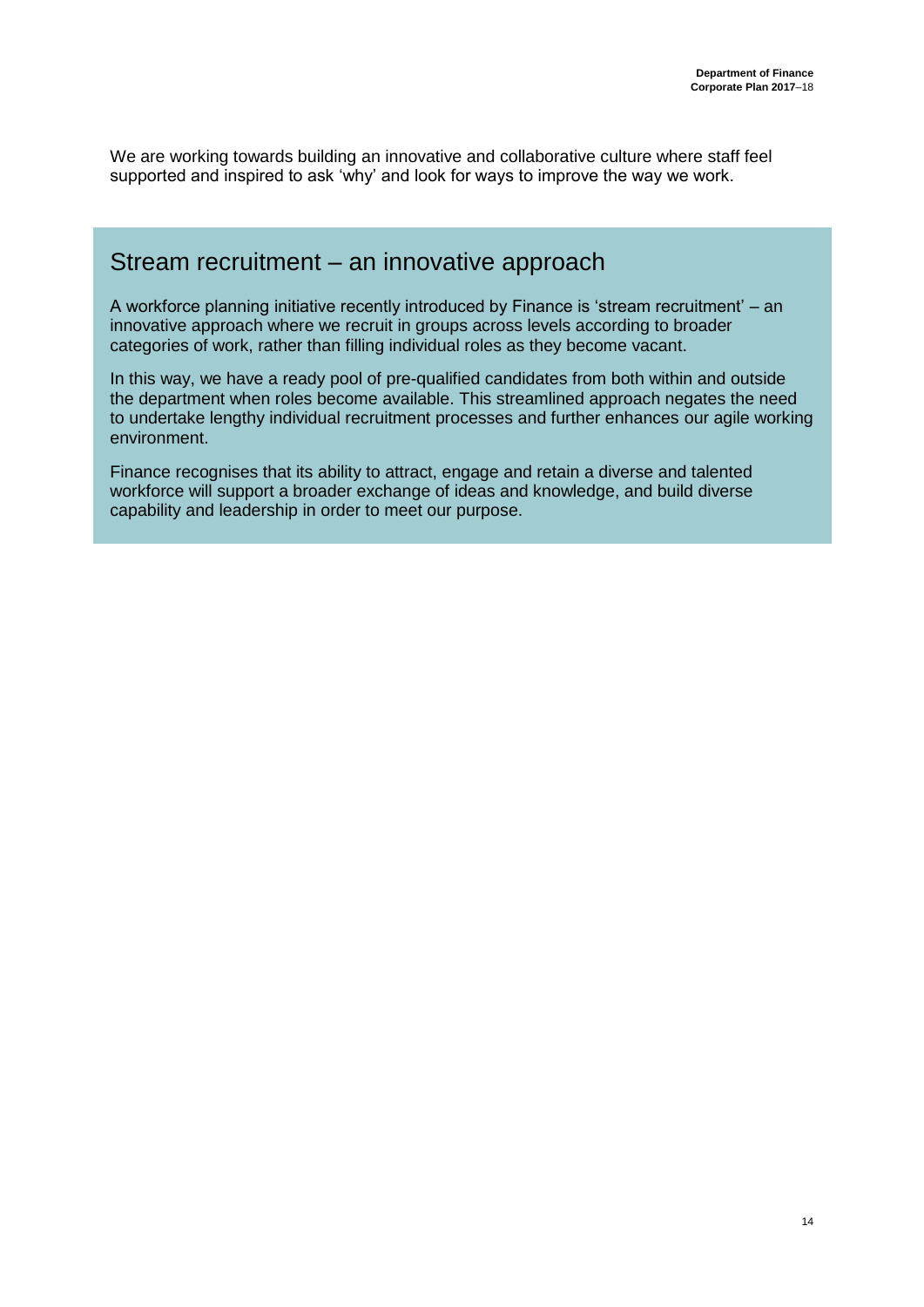We are working towards building an innovative and collaborative culture where staff feel supported and inspired to ask 'why' and look for ways to improve the way we work.

## Stream recruitment – an innovative approach

A workforce planning initiative recently introduced by Finance is 'stream recruitment' – an innovative approach where we recruit in groups across levels according to broader categories of work, rather than filling individual roles as they become vacant.

In this way, we have a ready pool of pre-qualified candidates from both within and outside the department when roles become available. This streamlined approach negates the need to undertake lengthy individual recruitment processes and further enhances our agile working environment.

Finance recognises that its ability to attract, engage and retain a diverse and talented workforce will support a broader exchange of ideas and knowledge, and build diverse capability and leadership in order to meet our purpose.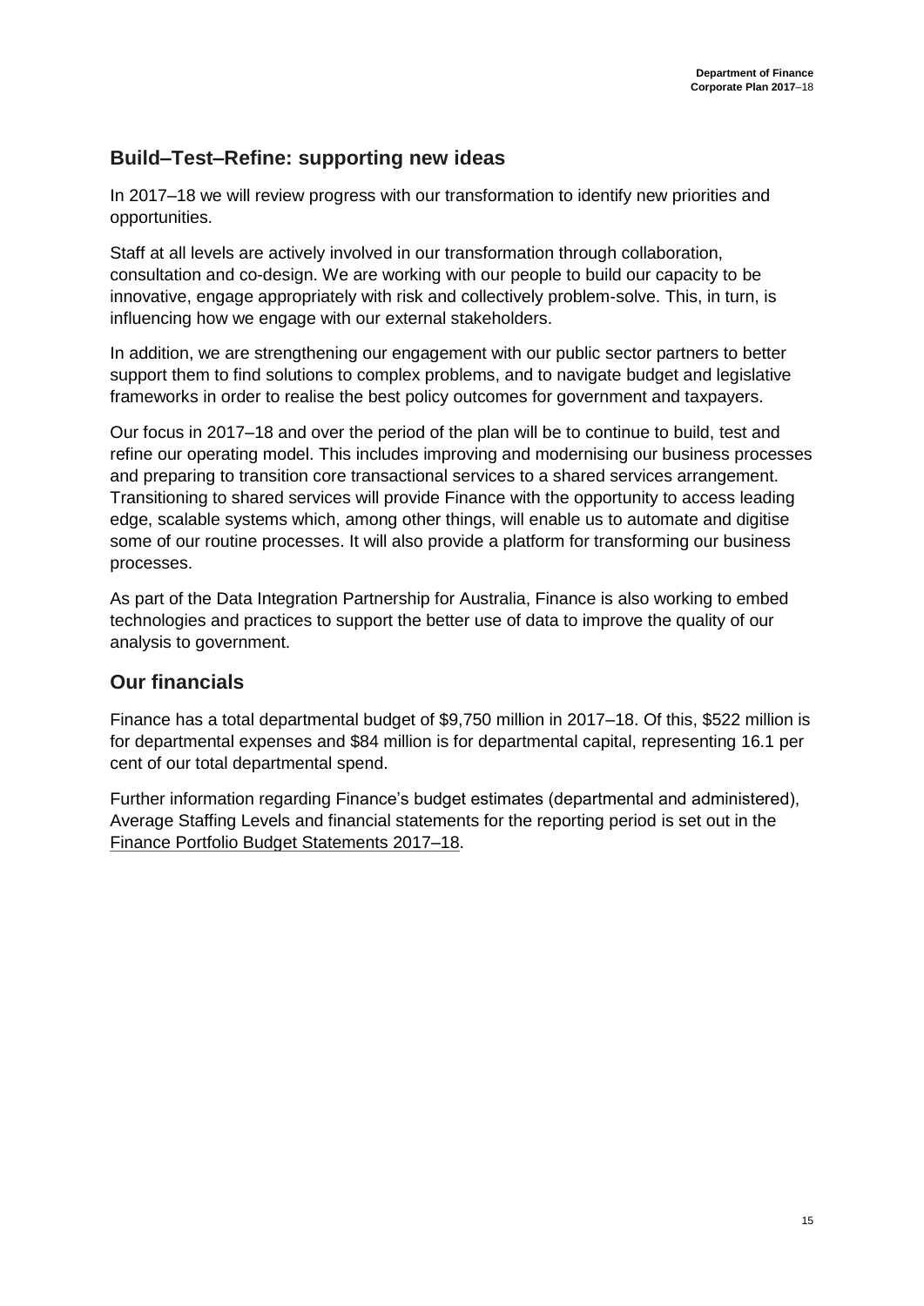## Build–Test–Refine: supporting new ideas

In 2017–18 we will review progress with our transformation to identify new priorities and opportunities.

Staff at all levels are actively involved in our transformation through collaboration, consultation and co-design. We are working with our people to build our capacity to be innovative, engage appropriately with risk and collectively problem-solve. This, in turn, is influencing how we engage with our external stakeholders.

In addition, we are strengthening our engagement with our public sector partners to better support them to find solutions to complex problems, and to navigate budget and legislative frameworks in order to realise the best policy outcomes for government and taxpayers.

Our focus in 2017–18 and over the period of the plan will be to continue to build, test and refine our operating model. This includes improving and modernising our business processes and preparing to transition core transactional services to a shared services arrangement. Transitioning to shared services will provide Finance with the opportunity to access leading edge, scalable systems which, among other things, will enable us to automate and digitise some of our routine processes. It will also provide a platform for transforming our business processes.

As part of the Data Integration Partnership for Australia, Finance is also working to embed technologies and practices to support the better use of data to improve the quality of our analysis to government.

## Our financials

Finance has a total departmental budget of $9,750 million in 2017–18. Of this, $522 million is for departmental expenses and $84 million is for departmental capital, representing 16.1 per cent of our total departmental spend.

Further information regarding Finance's budget estimates (departmental and administered), Average Staffing Levels and financial statements for the reporting period is set out in the Finance Portfolio Budget Statements 2017–18.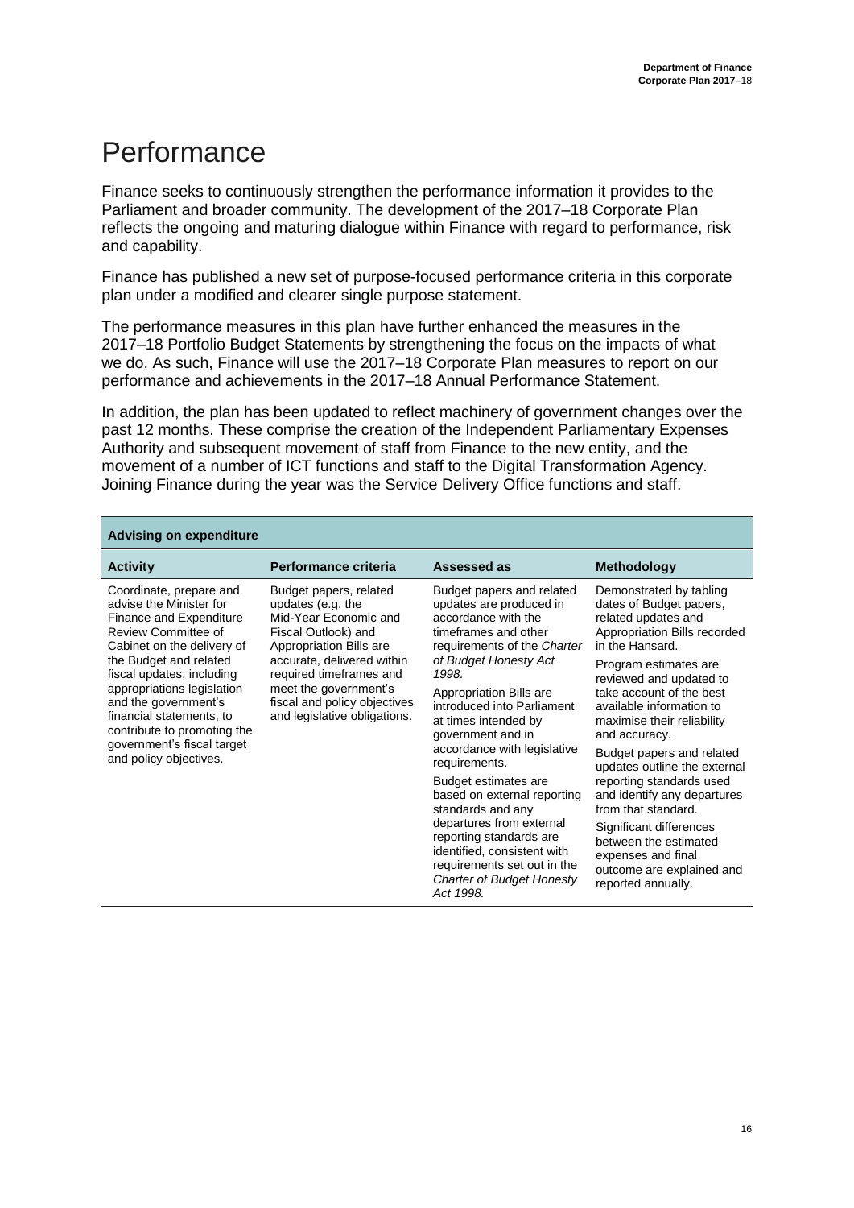# Performance

Finance seeks to continuously strengthen the performance information it provides to the Parliament and broader community. The development of the 2017–18 Corporate Plan reflects the ongoing and maturing dialogue within Finance with regard to performance, risk and capability.

Finance has published a new set of purpose-focused performance criteria in this corporate plan under a modified and clearer single purpose statement.

The performance measures in this plan have further enhanced the measures in the 2017–18 Portfolio Budget Statements by strengthening the focus on the impacts of what we do. As such, Finance will use the 2017–18 Corporate Plan measures to report on our performance and achievements in the 2017–18 Annual Performance Statement.

In addition, the plan has been updated to reflect machinery of government changes over the past 12 months. These comprise the creation of the Independent Parliamentary Expenses Authority and subsequent movement of staff from Finance to the new entity, and the movement of a number of ICT functions and staff to the Digital Transformation Agency. Joining Finance during the year was the Service Delivery Office functions and staff.

| **Advising on expenditure** | | | |
|---|---|---|---|
| **Activity** | **Performance criteria** | **Assessed as** | **Methodology** |
| Coordinate, prepare and advise the Minister for Finance and Expenditure Review Committee of Cabinet on the delivery of the Budget and related fiscal updates, including appropriations legislation and the government's financial statements, to contribute to promoting the government's fiscal target and policy objectives. | Budget papers, related updates (e.g. the Mid-Year Economic and Fiscal Outlook) and Appropriation Bills are accurate, delivered within required timeframes and meet the government's fiscal and policy objectives and legislative obligations. | Budget papers and related updates are produced in accordance with the timeframes and other requirements of the *Charter of Budget Honesty Act 1998.*<br><br>Appropriation Bills are introduced into Parliament at times intended by government and in accordance with legislative requirements.<br><br>Budget estimates are based on external reporting standards and any departures from external reporting standards are identified, consistent with requirements set out in the *Charter of Budget Honesty Act 1998.* | Demonstrated by tabling dates of Budget papers, related updates and Appropriation Bills recorded in the Hansard.<br><br>Program estimates are reviewed and updated to take account of the best available information to maximise their reliability and accuracy.<br><br>Budget papers and related updates outline the external reporting standards used and identify any departures from that standard.<br><br>Significant differences between the estimated expenses and final outcome are explained and reported annually. |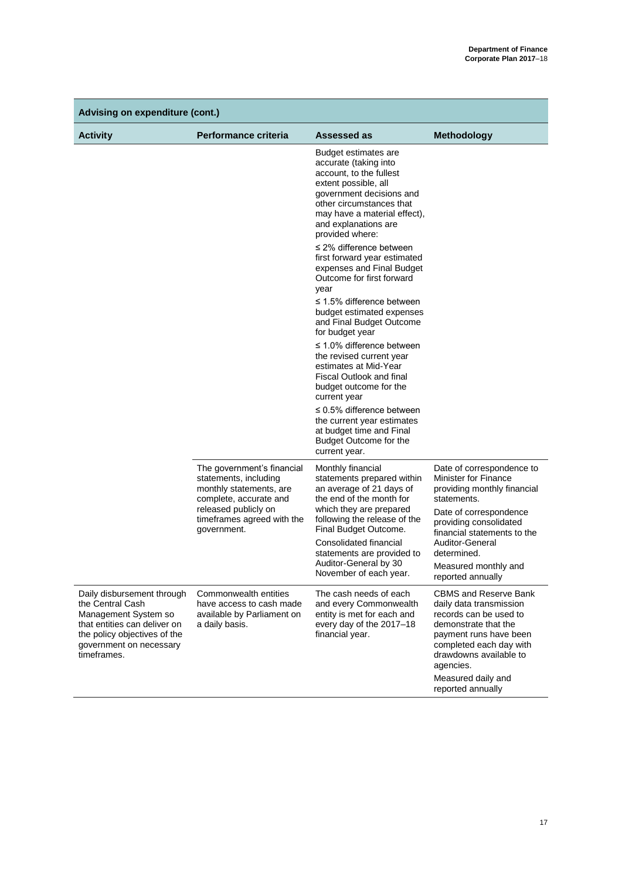| Advising on expenditure (cont.) | | | |
|---|---|---|---|
| **Activity** | **Performance criteria** | **Assessed as** | **Methodology** |
| | | Budget estimates are accurate (taking into account, to the fullest extent possible, all government decisions and other circumstances that may have a material effect), and explanations are provided where:<br>≤ 2% difference between first forward year estimated expenses and Final Budget Outcome for first forward year<br>≤ 1.5% difference between budget estimated expenses and Final Budget Outcome for budget year<br>≤ 1.0% difference between the revised current year estimates at Mid-Year Fiscal Outlook and final budget outcome for the current year<br>≤ 0.5% difference between the current year estimates at budget time and Final Budget Outcome for the current year. | |
| | The government's financial statements, including monthly statements, are complete, accurate and released publicly on timeframes agreed with the government. | Monthly financial statements prepared within an average of 21 days of the end of the month for which they are prepared following the release of the Final Budget Outcome.<br>Consolidated financial statements are provided to Auditor-General by 30 November of each year. | Date of correspondence to Minister for Finance providing monthly financial statements.<br>Date of correspondence providing consolidated financial statements to the Auditor-General determined.<br>Measured monthly and reported annually |
| Daily disbursement through the Central Cash Management System so that entities can deliver on the policy objectives of the government on necessary timeframes. | Commonwealth entities have access to cash made available by Parliament on a daily basis. | The cash needs of each and every Commonwealth entity is met for each and every day of the 2017–18 financial year. | CBMS and Reserve Bank daily data transmission records can be used to demonstrate that the payment runs have been completed each day with drawdowns available to agencies.<br>Measured daily and reported annually |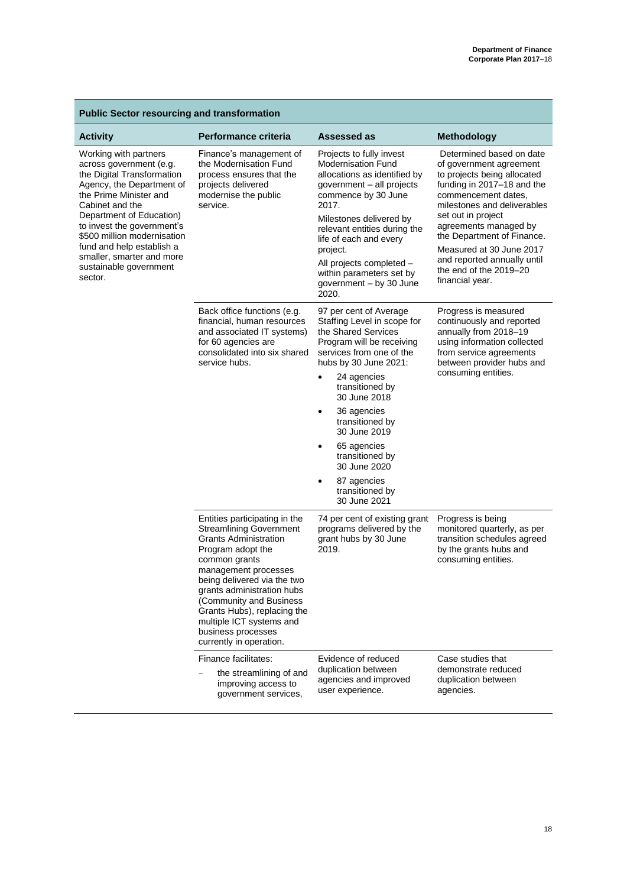**Public Sector resourcing and transformation**

| Activity | Performance criteria | Assessed as | Methodology |
|---|---|---|---|
| Working with partners across government (e.g. the Digital Transformation Agency, the Department of the Prime Minister and Cabinet and the Department of Education) to invest the government's $500 million modernisation fund and help establish a smaller, smarter and more sustainable government sector. | Finance's management of the Modernisation Fund process ensures that the projects delivered modernise the public service. | Projects to fully invest Modernisation Fund allocations as identified by government – all projects commence by 30 June 2017.<br><br>Milestones delivered by relevant entities during the life of each and every project.<br><br>All projects completed – within parameters set by government – by 30 June 2020. | Determined based on date of government agreement to projects being allocated funding in 2017–18 and the commencement dates, milestones and deliverables set out in project agreements managed by the Department of Finance.<br><br>Measured at 30 June 2017 and reported annually until the end of the 2019–20 financial year. |
| | Back office functions (e.g. financial, human resources and associated IT systems) for 60 agencies are consolidated into six shared service hubs. | 97 per cent of Average Staffing Level in scope for the Shared Services Program will be receiving services from one of the hubs by 30 June 2021:<br>• 24 agencies transitioned by 30 June 2018<br>• 36 agencies transitioned by 30 June 2019<br>• 65 agencies transitioned by 30 June 2020<br>• 87 agencies transitioned by 30 June 2021 | Progress is measured continuously and reported annually from 2018–19 using information collected from service agreements between provider hubs and consuming entities. |
| | Entities participating in the Streamlining Government Grants Administration Program adopt the common grants management processes being delivered via the two grants administration hubs (Community and Business Grants Hubs), replacing the multiple ICT systems and business processes currently in operation. | 74 per cent of existing grant programs delivered by the grant hubs by 30 June 2019. | Progress is being monitored quarterly, as per transition schedules agreed by the grants hubs and consuming entities. |
| | Finance facilitates:<br>– the streamlining of and improving access to government services, | Evidence of reduced duplication between agencies and improved user experience. | Case studies that demonstrate reduced duplication between agencies. |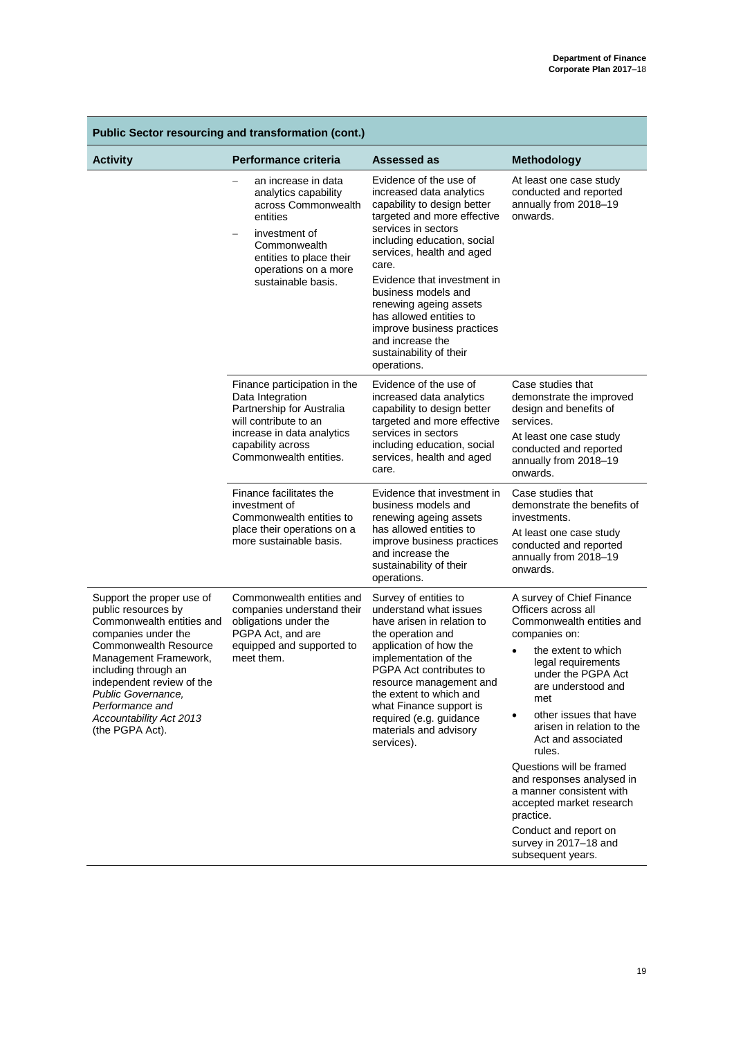**Public Sector resourcing and transformation (cont.)**

| Activity | Performance criteria | Assessed as | Methodology |
|---|---|---|---|
| | – an increase in data analytics capability across Commonwealth entities<br>– investment of Commonwealth entities to place their operations on a more sustainable basis. | Evidence of the use of increased data analytics capability to design better targeted and more effective services in sectors including education, social services, health and aged care.<br>Evidence that investment in business models and renewing ageing assets has allowed entities to improve business practices and increase the sustainability of their operations. | At least one case study conducted and reported annually from 2018–19 onwards. |
| | Finance participation in the Data Integration Partnership for Australia will contribute to an increase in data analytics capability across Commonwealth entities. | Evidence of the use of increased data analytics capability to design better targeted and more effective services in sectors including education, social services, health and aged care. | Case studies that demonstrate the improved design and benefits of services.<br>At least one case study conducted and reported annually from 2018–19 onwards. |
| | Finance facilitates the investment of Commonwealth entities to place their operations on a more sustainable basis. | Evidence that investment in business models and renewing ageing assets has allowed entities to improve business practices and increase the sustainability of their operations. | Case studies that demonstrate the benefits of investments.<br>At least one case study conducted and reported annually from 2018–19 onwards. |
| Support the proper use of public resources by Commonwealth entities and companies under the Commonwealth Resource Management Framework, including through an independent review of the *Public Governance, Performance and Accountability Act 2013* (the PGPA Act). | Commonwealth entities and companies understand their obligations under the PGPA Act, and are equipped and supported to meet them. | Survey of entities to understand what issues have arisen in relation to the operation and application of how the implementation of the PGPA Act contributes to resource management and the extent to which and what Finance support is required (e.g. guidance materials and advisory services). | A survey of Chief Finance Officers across all Commonwealth entities and companies on:<br>• the extent to which legal requirements under the PGPA Act are understood and met<br>• other issues that have arisen in relation to the Act and associated rules.<br>Questions will be framed and responses analysed in a manner consistent with accepted market research practice.<br>Conduct and report on survey in 2017–18 and subsequent years. |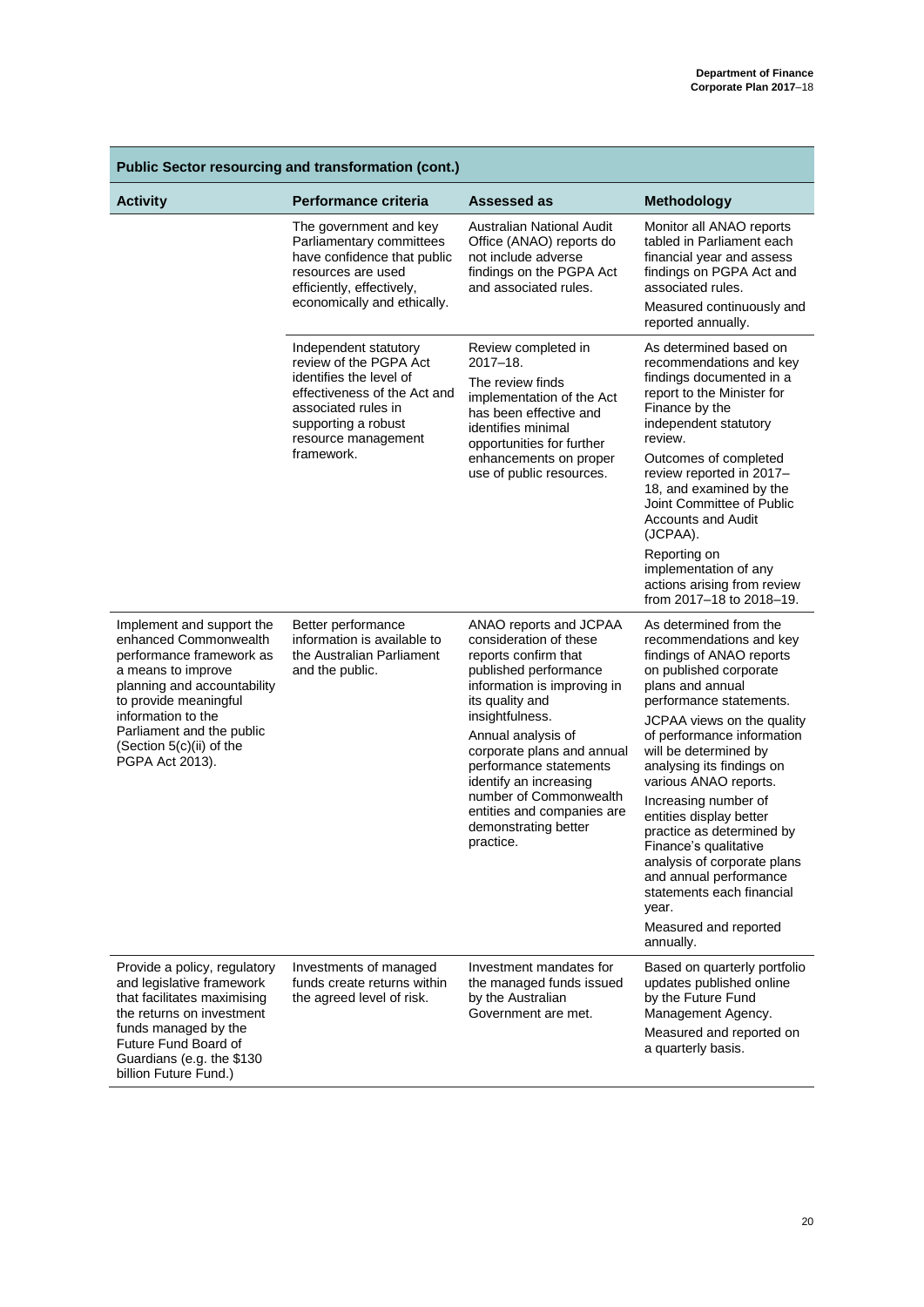**Public Sector resourcing and transformation (cont.)**

| Activity | Performance criteria | Assessed as | Methodology |
|---|---|---|---|
| | The government and key Parliamentary committees have confidence that public resources are used efficiently, effectively, economically and ethically. | Australian National Audit Office (ANAO) reports do not include adverse findings on the PGPA Act and associated rules. | Monitor all ANAO reports tabled in Parliament each financial year and assess findings on PGPA Act and associated rules.<br>Measured continuously and reported annually. |
| | Independent statutory review of the PGPA Act identifies the level of effectiveness of the Act and associated rules in supporting a robust resource management framework. | Review completed in 2017–18.<br>The review finds implementation of the Act has been effective and identifies minimal opportunities for further enhancements on proper use of public resources. | As determined based on recommendations and key findings documented in a report to the Minister for Finance by the independent statutory review.<br>Outcomes of completed review reported in 2017–18, and examined by the Joint Committee of Public Accounts and Audit (JCPAA).<br>Reporting on implementation of any actions arising from review from 2017–18 to 2018–19. |
| Implement and support the enhanced Commonwealth performance framework as a means to improve planning and accountability to provide meaningful information to the Parliament and the public (Section 5(c)(ii) of the PGPA Act 2013). | Better performance information is available to the Australian Parliament and the public. | ANAO reports and JCPAA consideration of these reports confirm that published performance information is improving in its quality and insightfulness.<br>Annual analysis of corporate plans and annual performance statements identify an increasing number of Commonwealth entities and companies are demonstrating better practice. | As determined from the recommendations and key findings of ANAO reports on published corporate plans and annual performance statements.<br>JCPAA views on the quality of performance information will be determined by analysing its findings on various ANAO reports.<br>Increasing number of entities display better practice as determined by Finance's qualitative analysis of corporate plans and annual performance statements each financial year.<br>Measured and reported annually. |
| Provide a policy, regulatory and legislative framework that facilitates maximising the returns on investment funds managed by the Future Fund Board of Guardians (e.g. the $130 billion Future Fund.) | Investments of managed funds create returns within the agreed level of risk. | Investment mandates for the managed funds issued by the Australian Government are met. | Based on quarterly portfolio updates published online by the Future Fund Management Agency.<br>Measured and reported on a quarterly basis. |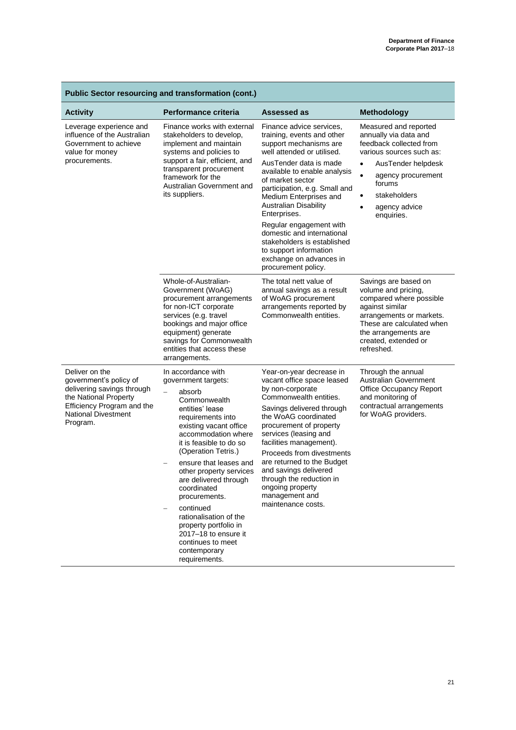**Public Sector resourcing and transformation (cont.)**

| Activity | Performance criteria | Assessed as | Methodology |
|---|---|---|---|
| Leverage experience and influence of the Australian Government to achieve value for money procurements. | Finance works with external stakeholders to develop, implement and maintain systems and policies to support a fair, efficient, and transparent procurement framework for the Australian Government and its suppliers. | Finance advice services, training, events and other support mechanisms are well attended or utilised.<br><br>AusTender data is made available to enable analysis of market sector participation, e.g. Small and Medium Enterprises and Australian Disability Enterprises.<br><br>Regular engagement with domestic and international stakeholders is established to support information exchange on advances in procurement policy. | Measured and reported annually via data and feedback collected from various sources such as:<br>• AusTender helpdesk<br>• agency procurement forums<br>• stakeholders<br>• agency advice enquiries. |
| | Whole-of-Australian-Government (WoAG) procurement arrangements for non-ICT corporate services (e.g. travel bookings and major office equipment) generate savings for Commonwealth entities that access these arrangements. | The total nett value of annual savings as a result of WoAG procurement arrangements reported by Commonwealth entities. | Savings are based on volume and pricing, compared where possible against similar arrangements or markets. These are calculated when the arrangements are created, extended or refreshed. |
| Deliver on the government's policy of delivering savings through the National Property Efficiency Program and the National Divestment Program. | In accordance with government targets:<br>– absorb Commonwealth entities' lease requirements into existing vacant office accommodation where it is feasible to do so (Operation Tetris.)<br>– ensure that leases and other property services are delivered through coordinated procurements.<br>– continued rationalisation of the property portfolio in 2017–18 to ensure it continues to meet contemporary requirements. | Year-on-year decrease in vacant office space leased by non-corporate Commonwealth entities.<br><br>Savings delivered through the WoAG coordinated procurement of property services (leasing and facilities management).<br><br>Proceeds from divestments are returned to the Budget and savings delivered through the reduction in ongoing property management and maintenance costs. | Through the annual Australian Government Office Occupancy Report and monitoring of contractual arrangements for WoAG providers. |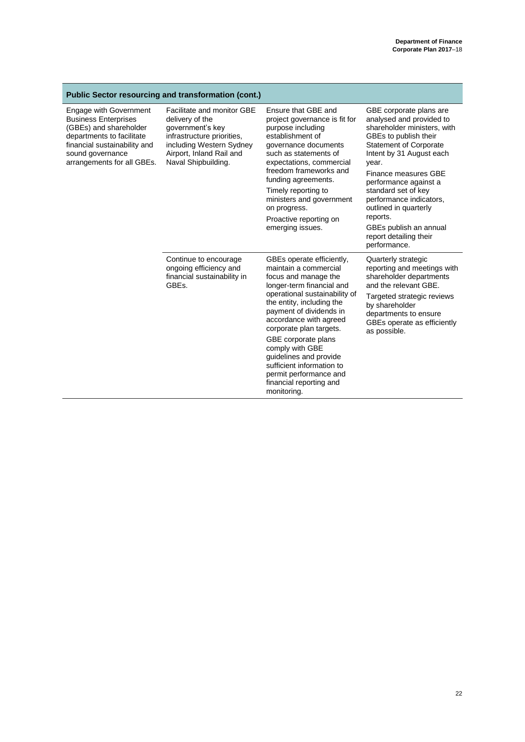| Public Sector resourcing and transformation (cont.) | | | |
|---|---|---|---|
| Engage with Government Business Enterprises (GBEs) and shareholder departments to facilitate financial sustainability and sound governance arrangements for all GBEs. | Facilitate and monitor GBE delivery of the government's key infrastructure priorities, including Western Sydney Airport, Inland Rail and Naval Shipbuilding. | Ensure that GBE and project governance is fit for purpose including establishment of governance documents such as statements of expectations, commercial freedom frameworks and funding agreements.<br>Timely reporting to ministers and government on progress.<br>Proactive reporting on emerging issues. | GBE corporate plans are analysed and provided to shareholder ministers, with GBEs to publish their Statement of Corporate Intent by 31 August each year.<br>Finance measures GBE performance against a standard set of key performance indicators, outlined in quarterly reports.<br>GBEs publish an annual report detailing their performance. |
| | Continue to encourage ongoing efficiency and financial sustainability in GBEs. | GBEs operate efficiently, maintain a commercial focus and manage the longer-term financial and operational sustainability of the entity, including the payment of dividends in accordance with agreed corporate plan targets.<br>GBE corporate plans comply with GBE guidelines and provide sufficient information to permit performance and financial reporting and monitoring. | Quarterly strategic reporting and meetings with shareholder departments and the relevant GBE.<br>Targeted strategic reviews by shareholder departments to ensure GBEs operate as efficiently as possible. |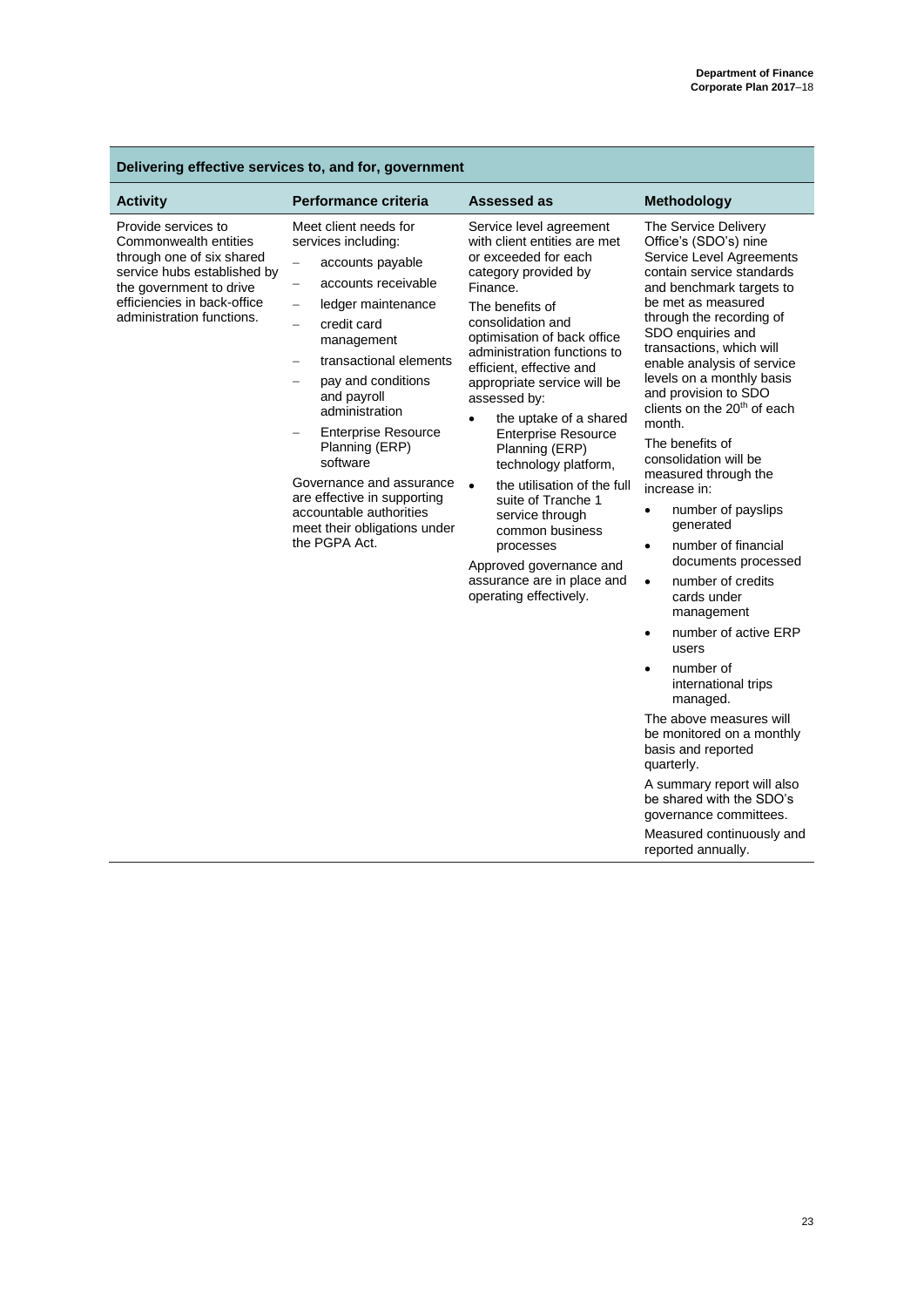| Delivering effective services to, and for, government | | | |
|---|---|---|---|
| **Activity** | **Performance criteria** | **Assessed as** | **Methodology** |
| Provide services to Commonwealth entities through one of six shared service hubs established by the government to drive efficiencies in back-office administration functions. | Meet client needs for services including: <br>– accounts payable <br>– accounts receivable <br>– ledger maintenance <br>– credit card management <br>– transactional elements <br>– pay and conditions and payroll administration <br>– Enterprise Resource Planning (ERP) software <br><br>Governance and assurance are effective in supporting accountable authorities meet their obligations under the PGPA Act. | Service level agreement with client entities are met or exceeded for each category provided by Finance. <br><br>The benefits of consolidation and optimisation of back office administration functions to efficient, effective and appropriate service will be assessed by: <br>• the uptake of a shared Enterprise Resource Planning (ERP) technology platform, <br>• the utilisation of the full suite of Tranche 1 service through common business processes <br><br>Approved governance and assurance are in place and operating effectively. | The Service Delivery Office's (SDO's) nine Service Level Agreements contain service standards and benchmark targets to be met as measured through the recording of SDO enquiries and transactions, which will enable analysis of service levels on a monthly basis and provision to SDO clients on the 20th of each month. <br><br>The benefits of consolidation will be measured through the increase in: <br>• number of payslips generated <br>• number of financial documents processed <br>• number of credits cards under management <br>• number of active ERP users <br>• number of international trips managed. <br><br>The above measures will be monitored on a monthly basis and reported quarterly. <br><br>A summary report will also be shared with the SDO's governance committees. <br><br>Measured continuously and reported annually. |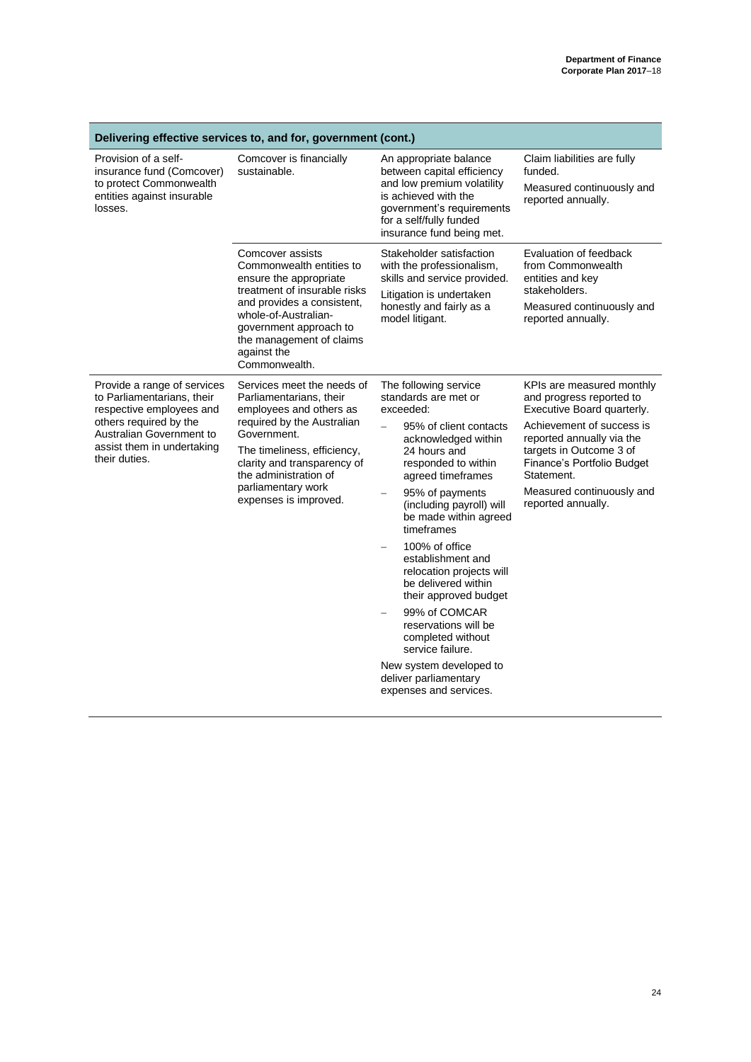| Delivering effective services to, and for, government (cont.) | | | |
|---|---|---|---|
| Provision of a self-insurance fund (Comcover) to protect Commonwealth entities against insurable losses. | Comcover is financially sustainable. | An appropriate balance between capital efficiency and low premium volatility is achieved with the government's requirements for a self/fully funded insurance fund being met. | Claim liabilities are fully funded.<br><br>Measured continuously and reported annually. |
| | Comcover assists Commonwealth entities to ensure the appropriate treatment of insurable risks and provides a consistent, whole-of-Australian-government approach to the management of claims against the Commonwealth. | Stakeholder satisfaction with the professionalism, skills and service provided.<br><br>Litigation is undertaken honestly and fairly as a model litigant. | Evaluation of feedback from Commonwealth entities and key stakeholders.<br><br>Measured continuously and reported annually. |
| Provide a range of services to Parliamentarians, their respective employees and others required by the Australian Government to assist them in undertaking their duties. | Services meet the needs of Parliamentarians, their employees and others as required by the Australian Government.<br><br>The timeliness, efficiency, clarity and transparency of the administration of parliamentary work expenses is improved. | The following service standards are met or exceeded:<br>– 95% of client contacts acknowledged within 24 hours and responded to within agreed timeframes<br>– 95% of payments (including payroll) will be made within agreed timeframes<br>– 100% of office establishment and relocation projects will be delivered within their approved budget<br>– 99% of COMCAR reservations will be completed without service failure.<br><br>New system developed to deliver parliamentary expenses and services. | KPIs are measured monthly and progress reported to Executive Board quarterly.<br><br>Achievement of success is reported annually via the targets in Outcome 3 of Finance's Portfolio Budget Statement.<br><br>Measured continuously and reported annually. |